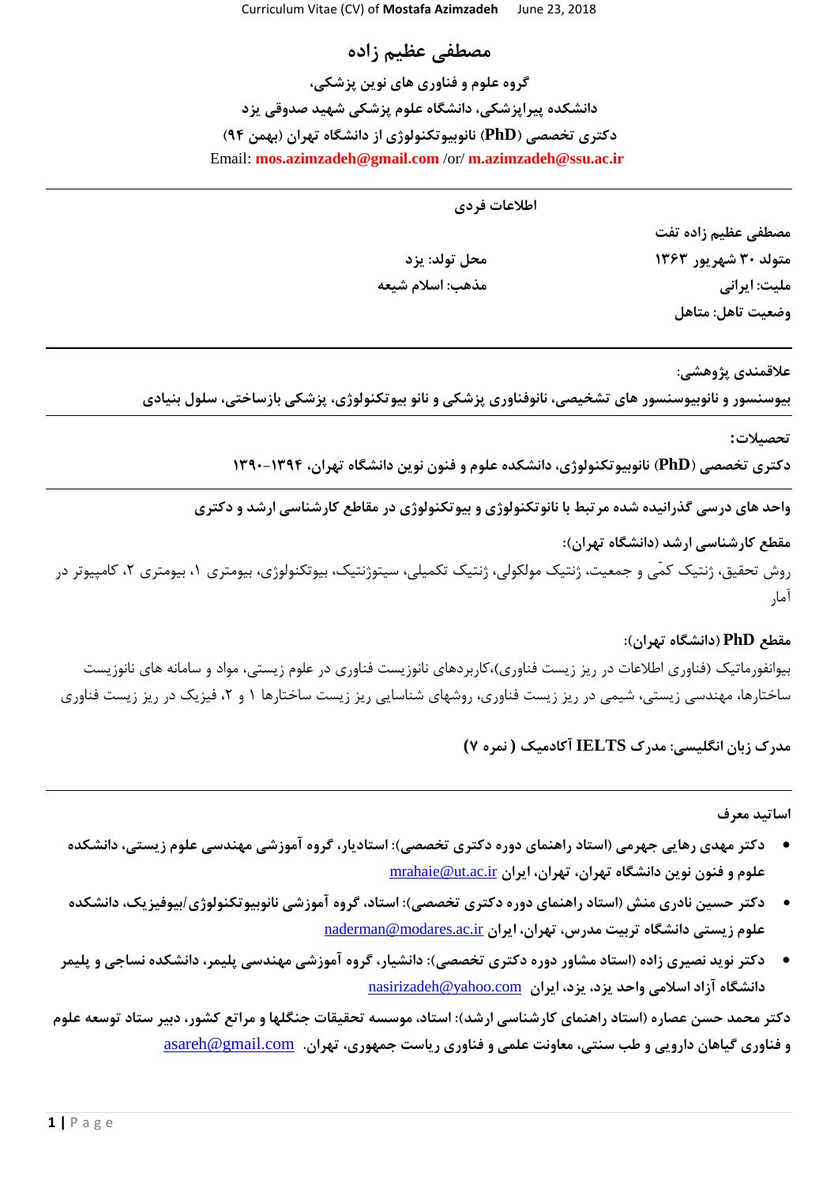# مصطفی عظیم زاده

**گروه علوم و فناوری های نوین پزشکی،**
**دانشکده پیراپزشکی، دانشگاه علوم پزشکی شهید صدوقی یزد**
**دکتری تخصصی (PhD) نانوبیوتکنولوژی از دانشگاه تهران (بهمن ۹۴)**
Email: **mos.azimzadeh@gmail.com** /or/ **m.azimzadeh@ssu.ac.ir**

---

## اطلاعات فردی

**مصطفی عظیم زاده تفت**

| | |
|---|---|
| **متولد ۳۰ شهریور ۱۳۶۳** | **محل تولد: یزد** |
| **ملیت: ایرانی** | **مذهب: اسلام شیعه** |
| **وضعیت تاهل: متاهل** | |

---

### علاقمندی پژوهشی:

**بیوسنسور و نانوبیوسنسور های تشخیصی، نانوفناوری پزشکی و نانو بیوتکنولوژی، پزشکی بازساختی، سلول بنیادی**

---

### تحصیلات:

**دکتری تخصصی (PhD) نانوبیوتکنولوژی، دانشکده علوم و فنون نوین دانشگاه تهران، ۱۳۹۴-۱۳۹۰**

---

### واحد های درسی گذرانیده شده مرتبط با نانوتکنولوژی و بیوتکنولوژی در مقاطع کارشناسی ارشد و دکتری

**مقطع کارشناسی ارشد (دانشگاه تهران):**

روش تحقیق، ژنتیک کمّی و جمعیت، ژنتیک مولکولی، ژنتیک تکمیلی، سیتوژنتیک، بیوتکنولوژی، بیومتری ۱، بیومتری ۲، کامپیوتر در آمار

**مقطع PhD (دانشگاه تهران):**

بیوانفورماتیک (فناوری اطلاعات در ریز زیست فناوری)،کاربردهای نانوزیست فناوری در علوم زیستی، مواد و سامانه های نانوزیست ساختارها، مهندسی زیستی، شیمی در ریز زیست فناوری، روشهای شناسایی ریز زیست ساختارها ۱ و ۲، فیزیک در ریز زیست فناوری

**مدرک زبان انگلیسی: مدرک IELTS آکادمیک ( نمره ۷)**

---

### اساتید معرف

- **دکتر مهدی رهایی جهرمی (استاد راهنمای دوره دکتری تخصصی): استادیار، گروه آموزشی مهندسی علوم زیستی، دانشکده علوم و فنون نوین دانشگاه تهران، تهران، ایران** mrahaie@ut.ac.ir
- **دکتر حسین نادری منش (استاد راهنمای دوره دکتری تخصصی): استاد، گروه آموزشی نانوبیوتکنولوژی/بیوفیزیک، دانشکده علوم زیستی دانشگاه تربیت مدرس، تهران، ایران** naderman@modares.ac.ir
- **دکتر نوید نصیری زاده (استاد مشاور دوره دکتری تخصصی): دانشیار، گروه آموزشی مهندسی پلیمر، دانشکده نساجی و پلیمر دانشگاه آزاد اسلامی واحد یزد، یزد، ایران** nasirizadeh@yahoo.com

**دکتر محمد حسن عصاره (استاد راهنمای کارشناسی ارشد): استاد، موسسه تحقیقات جنگلها و مراتع کشور، دبیر ستاد توسعه علوم و فناوری گیاهان دارویی و طب سنتی، معاونت علمی و فناوری ریاست جمهوری، تهران.** asareh@gmail.com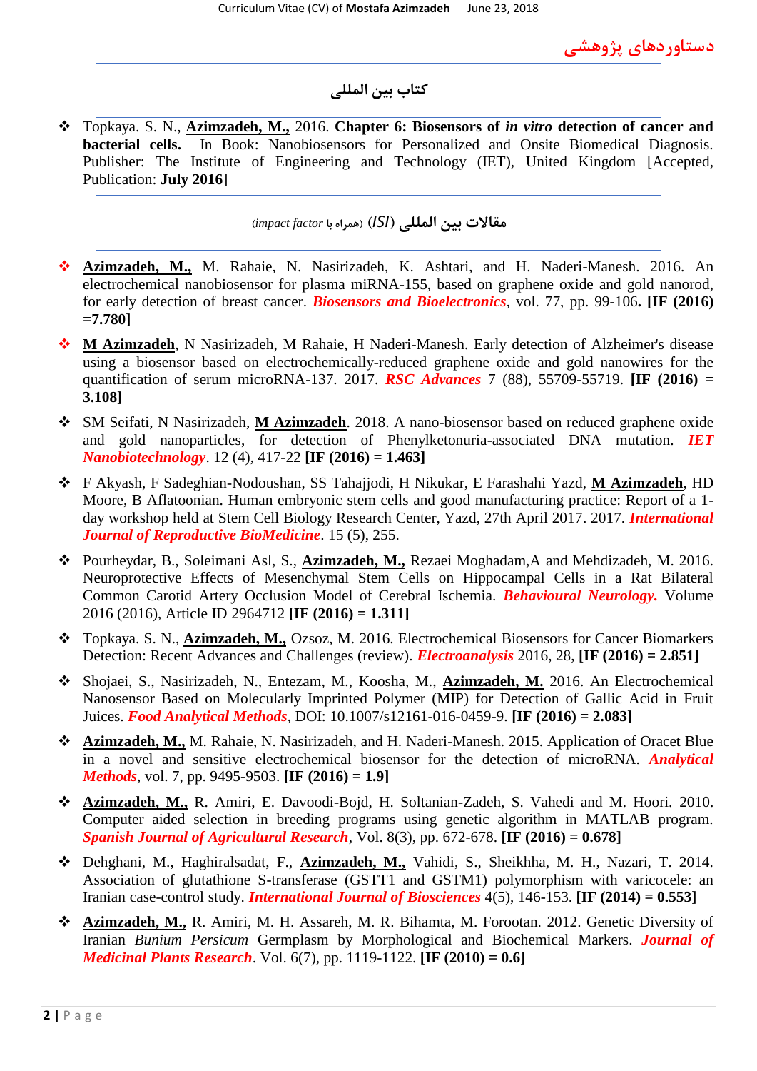# دستاوردهای پژوهشی

## کتاب بین المللی

- Topkaya. S. N., **Azimzadeh, M.,** 2016. **Chapter 6: Biosensors of *in vitro* detection of cancer and bacterial cells.** In Book: Nanobiosensors for Personalized and Onsite Biomedical Diagnosis. Publisher: The Institute of Engineering and Technology (IET), United Kingdom [Accepted, Publication: **July 2016**]

## مقالات بین المللی (*ISI*) (همراه با *impact factor*)

- **Azimzadeh, M.,** M. Rahaie, N. Nasirizadeh, K. Ashtari, and H. Naderi-Manesh. 2016. An electrochemical nanobiosensor for plasma miRNA-155, based on graphene oxide and gold nanorod, for early detection of breast cancer. ***Biosensors and Bioelectronics***, vol. 77, pp. 99-106**. [IF (2016) =7.780]**
- **M Azimzadeh**, N Nasirizadeh, M Rahaie, H Naderi-Manesh. Early detection of Alzheimer's disease using a biosensor based on electrochemically-reduced graphene oxide and gold nanowires for the quantification of serum microRNA-137. 2017. ***RSC Advances*** 7 (88), 55709-55719. **[IF (2016) = 3.108]**
- SM Seifati, N Nasirizadeh, **M Azimzadeh**. 2018. A nano-biosensor based on reduced graphene oxide and gold nanoparticles, for detection of Phenylketonuria-associated DNA mutation. ***IET Nanobiotechnology***. 12 (4), 417-22 **[IF (2016) = 1.463]**
- F Akyash, F Sadeghian-Nodoushan, SS Tahajjodi, H Nikukar, E Farashahi Yazd, **M Azimzadeh**, HD Moore, B Aflatoonian. Human embryonic stem cells and good manufacturing practice: Report of a 1-day workshop held at Stem Cell Biology Research Center, Yazd, 27th April 2017. 2017. ***International Journal of Reproductive BioMedicine***. 15 (5), 255.
- Pourheydar, B., Soleimani Asl, S., **Azimzadeh, M.,** Rezaei Moghadam,A and Mehdizadeh, M. 2016. Neuroprotective Effects of Mesenchymal Stem Cells on Hippocampal Cells in a Rat Bilateral Common Carotid Artery Occlusion Model of Cerebral Ischemia. ***Behavioural Neurology.*** Volume 2016 (2016), Article ID 2964712 **[IF (2016) = 1.311]**
- Topkaya. S. N., **Azimzadeh, M.,** Ozsoz, M. 2016. Electrochemical Biosensors for Cancer Biomarkers Detection: Recent Advances and Challenges (review). ***Electroanalysis*** 2016, 28, **[IF (2016) = 2.851]**
- Shojaei, S., Nasirizadeh, N., Entezam, M., Koosha, M., **Azimzadeh, M.** 2016. An Electrochemical Nanosensor Based on Molecularly Imprinted Polymer (MIP) for Detection of Gallic Acid in Fruit Juices. ***Food Analytical Methods***, DOI: 10.1007/s12161-016-0459-9. **[IF (2016) = 2.083]**
- **Azimzadeh, M.,** M. Rahaie, N. Nasirizadeh, and H. Naderi-Manesh. 2015. Application of Oracet Blue in a novel and sensitive electrochemical biosensor for the detection of microRNA. ***Analytical Methods***, vol. 7, pp. 9495-9503. **[IF (2016) = 1.9]**
- **Azimzadeh, M.,** R. Amiri, E. Davoodi-Bojd, H. Soltanian-Zadeh, S. Vahedi and M. Hoori. 2010. Computer aided selection in breeding programs using genetic algorithm in MATLAB program. ***Spanish Journal of Agricultural Research***, Vol. 8(3), pp. 672-678. **[IF (2016) = 0.678]**
- Dehghani, M., Haghiralsadat, F., **Azimzadeh, M.,** Vahidi, S., Sheikhha, M. H., Nazari, T. 2014. Association of glutathione S-transferase (GSTT1 and GSTM1) polymorphism with varicocele: an Iranian case-control study. ***International Journal of Biosciences*** 4(5), 146-153. **[IF (2014) = 0.553]**
- **Azimzadeh, M.,** R. Amiri, M. H. Assareh, M. R. Bihamta, M. Forootan. 2012. Genetic Diversity of Iranian *Bunium Persicum* Germplasm by Morphological and Biochemical Markers. ***Journal of Medicinal Plants Research***. Vol. 6(7), pp. 1119-1122. **[IF (2010) = 0.6]**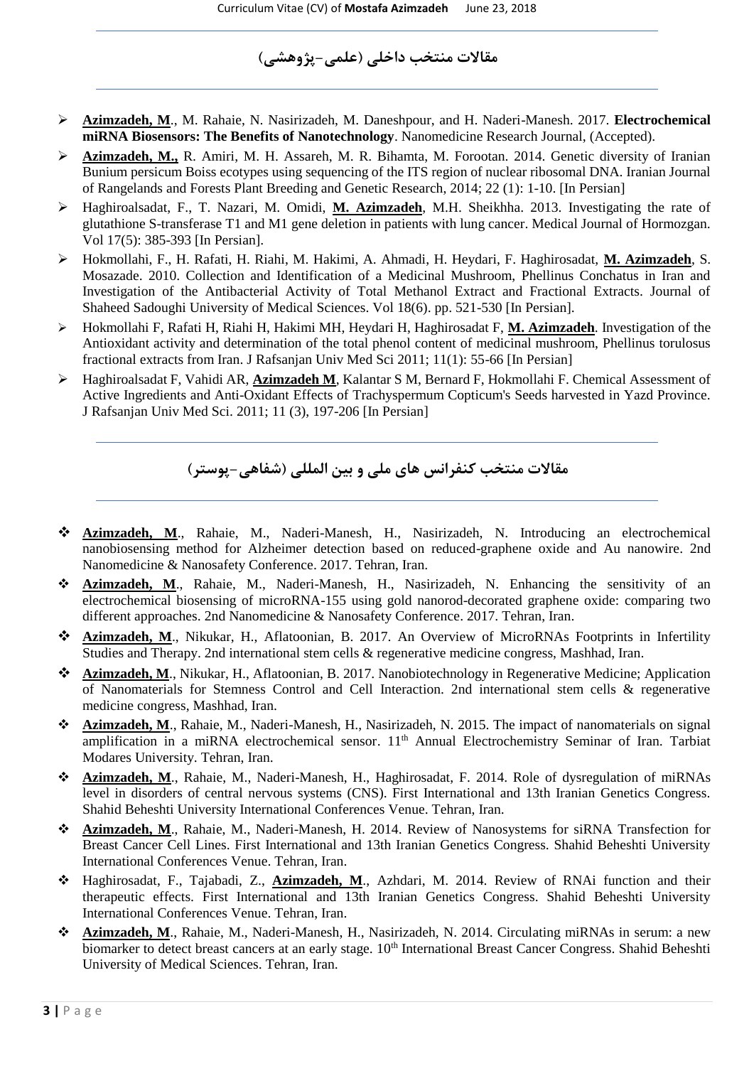## مقالات منتخب داخلی (علمی-پژوهشی)

- **Azimzadeh, M**., M. Rahaie, N. Nasirizadeh, M. Daneshpour, and H. Naderi-Manesh. 2017. **Electrochemical miRNA Biosensors: The Benefits of Nanotechnology**. Nanomedicine Research Journal, (Accepted).
- **Azimzadeh, M.,** R. Amiri, M. H. Assareh, M. R. Bihamta, M. Forootan. 2014. Genetic diversity of Iranian Bunium persicum Boiss ecotypes using sequencing of the ITS region of nuclear ribosomal DNA. Iranian Journal of Rangelands and Forests Plant Breeding and Genetic Research, 2014; 22 (1): 1-10. [In Persian]
- Haghiroalsadat, F., T. Nazari, M. Omidi, **M. Azimzadeh**, M.H. Sheikhha. 2013. Investigating the rate of glutathione S-transferase T1 and M1 gene deletion in patients with lung cancer. Medical Journal of Hormozgan. Vol 17(5): 385-393 [In Persian].
- Hokmollahi, F., H. Rafati, H. Riahi, M. Hakimi, A. Ahmadi, H. Heydari, F. Haghirosadat, **M. Azimzadeh**, S. Mosazade. 2010. Collection and Identification of a Medicinal Mushroom, Phellinus Conchatus in Iran and Investigation of the Antibacterial Activity of Total Methanol Extract and Fractional Extracts. Journal of Shaheed Sadoughi University of Medical Sciences. Vol 18(6). pp. 521-530 [In Persian].
- Hokmollahi F, Rafati H, Riahi H, Hakimi MH, Heydari H, Haghirosadat F, **M. Azimzadeh**. Investigation of the Antioxidant activity and determination of the total phenol content of medicinal mushroom, Phellinus torulosus fractional extracts from Iran. J Rafsanjan Univ Med Sci 2011; 11(1): 55-66 [In Persian]
- Haghiroalsadat F, Vahidi AR, **Azimzadeh M**, Kalantar S M, Bernard F, Hokmollahi F. Chemical Assessment of Active Ingredients and Anti-Oxidant Effects of Trachyspermum Copticum's Seeds harvested in Yazd Province. J Rafsanjan Univ Med Sci. 2011; 11 (3), 197-206 [In Persian]

## مقالات منتخب کنفرانس های ملی و بین المللی (شفاهی-پوستر)

- **Azimzadeh, M**., Rahaie, M., Naderi-Manesh, H., Nasirizadeh, N. Introducing an electrochemical nanobiosensing method for Alzheimer detection based on reduced-graphene oxide and Au nanowire. 2nd Nanomedicine & Nanosafety Conference. 2017. Tehran, Iran.
- **Azimzadeh, M**., Rahaie, M., Naderi-Manesh, H., Nasirizadeh, N. Enhancing the sensitivity of an electrochemical biosensing of microRNA-155 using gold nanorod-decorated graphene oxide: comparing two different approaches. 2nd Nanomedicine & Nanosafety Conference. 2017. Tehran, Iran.
- **Azimzadeh, M**., Nikukar, H., Aflatoonian, B. 2017. An Overview of MicroRNAs Footprints in Infertility Studies and Therapy. 2nd international stem cells & regenerative medicine congress, Mashhad, Iran.
- **Azimzadeh, M**., Nikukar, H., Aflatoonian, B. 2017. Nanobiotechnology in Regenerative Medicine; Application of Nanomaterials for Stemness Control and Cell Interaction. 2nd international stem cells & regenerative medicine congress, Mashhad, Iran.
- **Azimzadeh, M**., Rahaie, M., Naderi-Manesh, H., Nasirizadeh, N. 2015. The impact of nanomaterials on signal amplification in a miRNA electrochemical sensor. 11th Annual Electrochemistry Seminar of Iran. Tarbiat Modares University. Tehran, Iran.
- **Azimzadeh, M**., Rahaie, M., Naderi-Manesh, H., Haghirosadat, F. 2014. Role of dysregulation of miRNAs level in disorders of central nervous systems (CNS). First International and 13th Iranian Genetics Congress. Shahid Beheshti University International Conferences Venue. Tehran, Iran.
- **Azimzadeh, M**., Rahaie, M., Naderi-Manesh, H. 2014. Review of Nanosystems for siRNA Transfection for Breast Cancer Cell Lines. First International and 13th Iranian Genetics Congress. Shahid Beheshti University International Conferences Venue. Tehran, Iran.
- Haghirosadat, F., Tajabadi, Z., **Azimzadeh, M**., Azhdari, M. 2014. Review of RNAi function and their therapeutic effects. First International and 13th Iranian Genetics Congress. Shahid Beheshti University International Conferences Venue. Tehran, Iran.
- **Azimzadeh, M**., Rahaie, M., Naderi-Manesh, H., Nasirizadeh, N. 2014. Circulating miRNAs in serum: a new biomarker to detect breast cancers at an early stage. 10th International Breast Cancer Congress. Shahid Beheshti University of Medical Sciences. Tehran, Iran.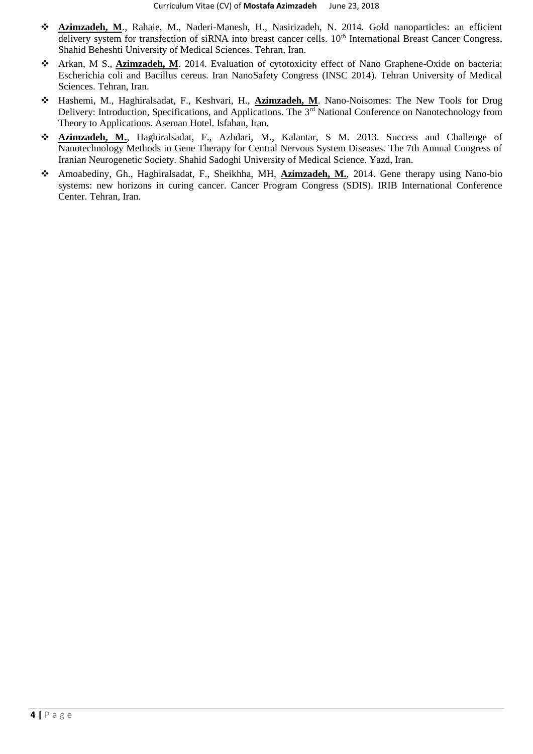- **Azimzadeh, M**., Rahaie, M., Naderi-Manesh, H., Nasirizadeh, N. 2014. Gold nanoparticles: an efficient delivery system for transfection of siRNA into breast cancer cells. 10th International Breast Cancer Congress. Shahid Beheshti University of Medical Sciences. Tehran, Iran.
- Arkan, M S., **Azimzadeh, M**. 2014. Evaluation of cytotoxicity effect of Nano Graphene-Oxide on bacteria: Escherichia coli and Bacillus cereus. Iran NanoSafety Congress (INSC 2014). Tehran University of Medical Sciences. Tehran, Iran.
- Hashemi, M., Haghiralsadat, F., Keshvari, H., **Azimzadeh, M**. Nano-Noisomes: The New Tools for Drug Delivery: Introduction, Specifications, and Applications. The 3rd National Conference on Nanotechnology from Theory to Applications. Aseman Hotel. Isfahan, Iran.
- **Azimzadeh, M.**, Haghiralsadat, F., Azhdari, M., Kalantar, S M. 2013. Success and Challenge of Nanotechnology Methods in Gene Therapy for Central Nervous System Diseases. The 7th Annual Congress of Iranian Neurogenetic Society. Shahid Sadoghi University of Medical Science. Yazd, Iran.
- Amoabediny, Gh., Haghiralsadat, F., Sheikhha, MH, **Azimzadeh, M.**, 2014. Gene therapy using Nano-bio systems: new horizons in curing cancer. Cancer Program Congress (SDIS). IRIB International Conference Center. Tehran, Iran.